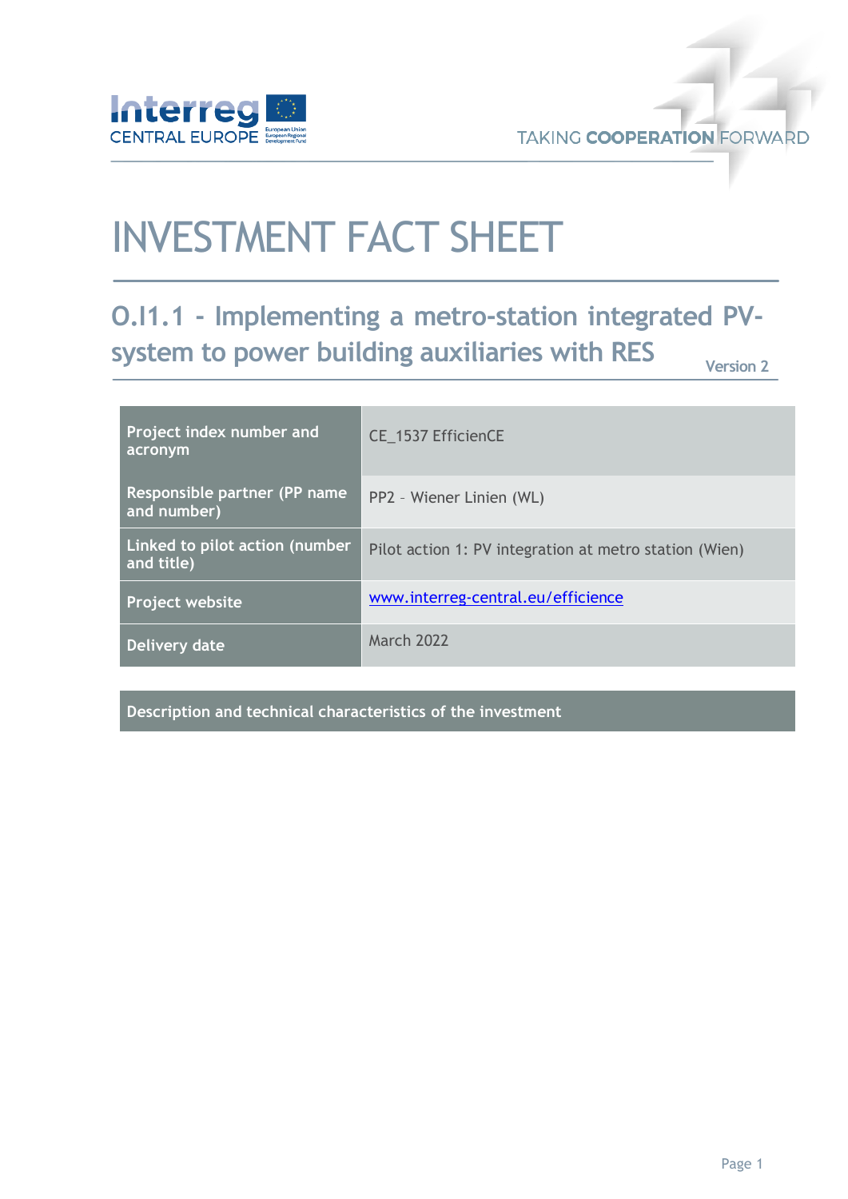# INVESTMENT FACT SHEET

## O.I1.1 - Implementing a metro-station integrated PV-system to power building auxiliaries with RES

Version 2

| Project index number and acronym | CE_1537 EfficienCE |
|---|---|
| Responsible partner (PP name and number) | PP2 – Wiener Linien (WL) |
| Linked to pilot action (number and title) | Pilot action 1: PV integration at metro station (Wien) |
| Project website | www.interreg-central.eu/efficience |
| Delivery date | March 2022 |

| Description and technical characteristics of the investment |
|---|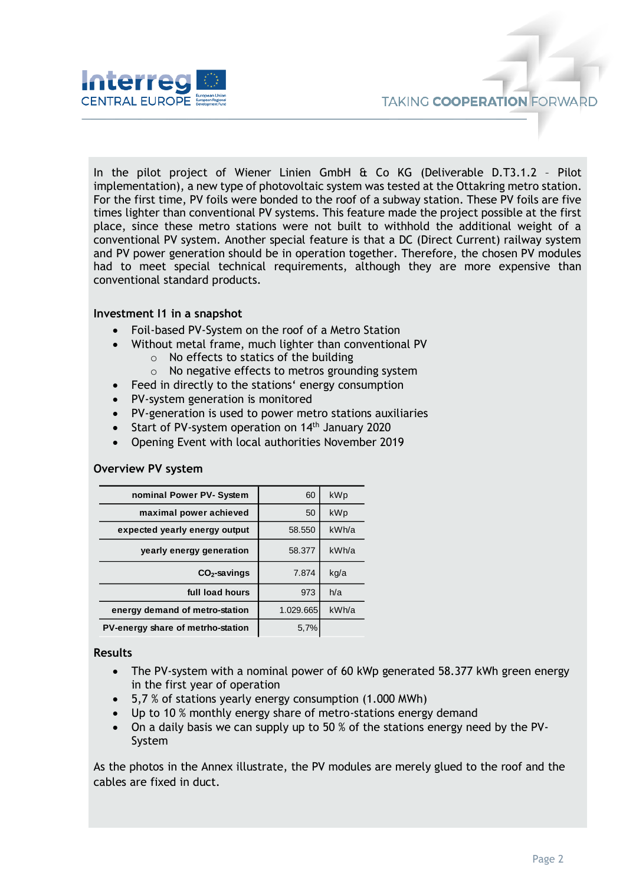In the pilot project of Wiener Linien GmbH & Co KG (Deliverable D.T3.1.2 – Pilot implementation), a new type of photovoltaic system was tested at the Ottakring metro station. For the first time, PV foils were bonded to the roof of a subway station. These PV foils are five times lighter than conventional PV systems. This feature made the project possible at the first place, since these metro stations were not built to withhold the additional weight of a conventional PV system. Another special feature is that a DC (Direct Current) railway system and PV power generation should be in operation together. Therefore, the chosen PV modules had to meet special technical requirements, although they are more expensive than conventional standard products.

### Investment I1 in a snapshot

- Foil-based PV-System on the roof of a Metro Station
- Without metal frame, much lighter than conventional PV
  - No effects to statics of the building
  - No negative effects to metros grounding system
- Feed in directly to the stations' energy consumption
- PV-system generation is monitored
- PV-generation is used to power metro stations auxiliaries
- Start of PV-system operation on 14th January 2020
- Opening Event with local authorities November 2019

### Overview PV system

| | | |
|---:|---:|---|
| **nominal Power PV- System** | 60 | kWp |
| **maximal power achieved** | 50 | kWp |
| **expected yearly energy output** | 58.550 | kWh/a |
| **yearly energy generation** | 58.377 | kWh/a |
| **$CO_2$-savings** | 7.874 | kg/a |
| **full load hours** | 973 | h/a |
| **energy demand of metro-station** | 1.029.665 | kWh/a |
| **PV-energy share of metrho-station** | 5,7% | |

### Results

- The PV-system with a nominal power of 60 kWp generated 58.377 kWh green energy in the first year of operation
- 5,7 % of stations yearly energy consumption (1.000 MWh)
- Up to 10 % monthly energy share of metro-stations energy demand
- On a daily basis we can supply up to 50 % of the stations energy need by the PV-System

As the photos in the Annex illustrate, the PV modules are merely glued to the roof and the cables are fixed in duct.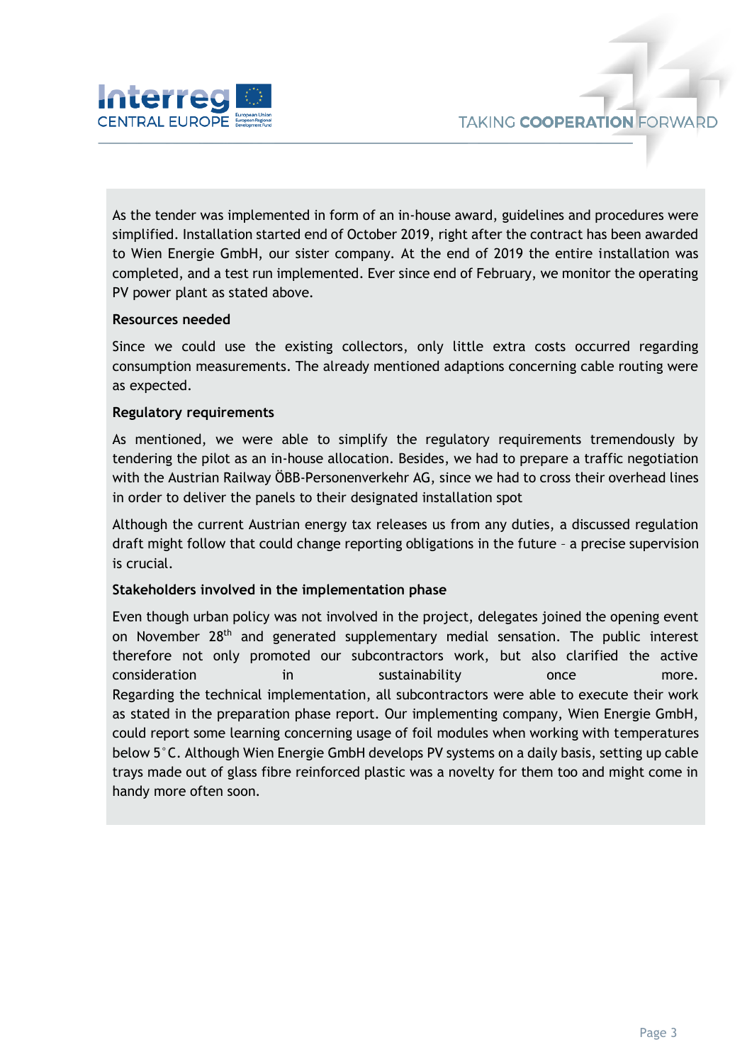As the tender was implemented in form of an in-house award, guidelines and procedures were simplified. Installation started end of October 2019, right after the contract has been awarded to Wien Energie GmbH, our sister company. At the end of 2019 the entire installation was completed, and a test run implemented. Ever since end of February, we monitor the operating PV power plant as stated above.

**Resources needed**

Since we could use the existing collectors, only little extra costs occurred regarding consumption measurements. The already mentioned adaptions concerning cable routing were as expected.

**Regulatory requirements**

As mentioned, we were able to simplify the regulatory requirements tremendously by tendering the pilot as an in-house allocation. Besides, we had to prepare a traffic negotiation with the Austrian Railway ÖBB-Personenverkehr AG, since we had to cross their overhead lines in order to deliver the panels to their designated installation spot

Although the current Austrian energy tax releases us from any duties, a discussed regulation draft might follow that could change reporting obligations in the future – a precise supervision is crucial.

**Stakeholders involved in the implementation phase**

Even though urban policy was not involved in the project, delegates joined the opening event on November 28th and generated supplementary medial sensation. The public interest therefore not only promoted our subcontractors work, but also clarified the active consideration in sustainability once more.
Regarding the technical implementation, all subcontractors were able to execute their work as stated in the preparation phase report. Our implementing company, Wien Energie GmbH, could report some learning concerning usage of foil modules when working with temperatures below 5°C. Although Wien Energie GmbH develops PV systems on a daily basis, setting up cable trays made out of glass fibre reinforced plastic was a novelty for them too and might come in handy more often soon.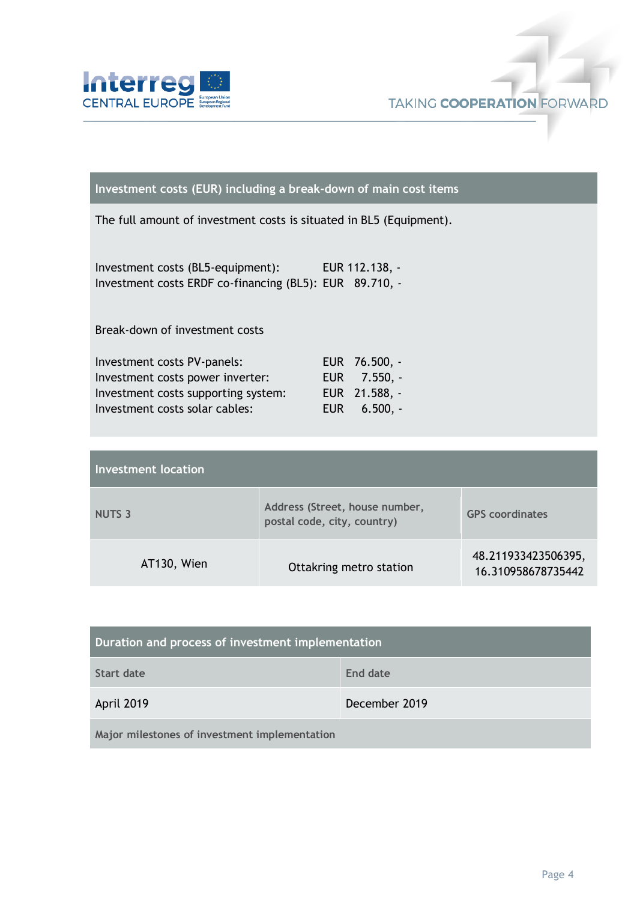## Investment costs (EUR) including a break-down of main cost items

The full amount of investment costs is situated in BL5 (Equipment).

Investment costs (BL5-equipment): EUR 112.138, -
Investment costs ERDF co-financing (BL5): EUR 89.710, -

Break-down of investment costs

Investment costs PV-panels: EUR 76.500, -
Investment costs power inverter: EUR 7.550, -
Investment costs supporting system: EUR 21.588, -
Investment costs solar cables: EUR 6.500, -

## Investment location

| NUTS 3 | Address (Street, house number, postal code, city, country) | GPS coordinates |
| --- | --- | --- |
| AT130, Wien | Ottakring metro station | 48.211933423506395, 16.310958678735442 |

## Duration and process of investment implementation

| Start date | End date |
| --- | --- |
| April 2019 | December 2019 |

**Major milestones of investment implementation**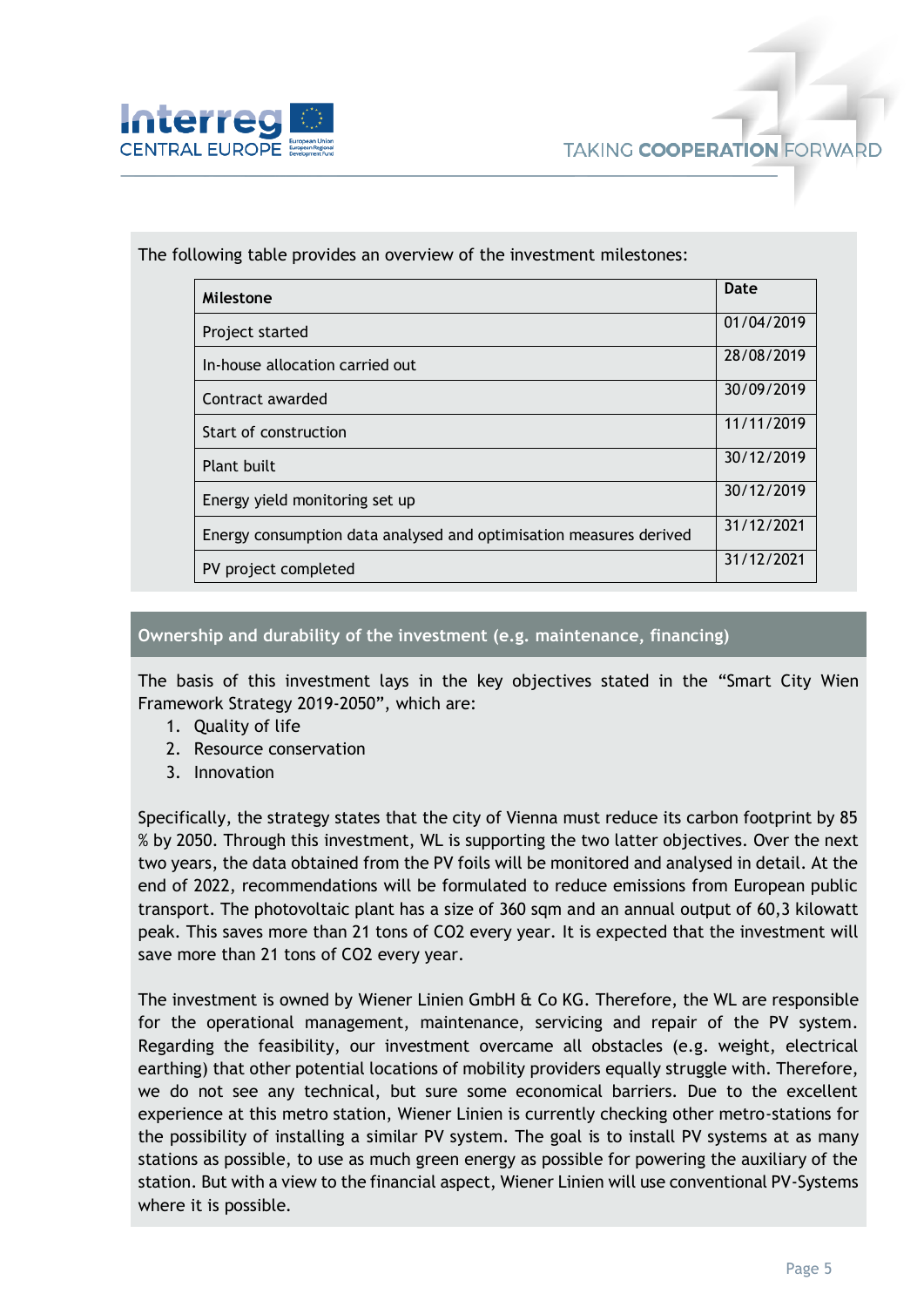The following table provides an overview of the investment milestones:

| Milestone | Date |
|---|---|
| Project started | 01/04/2019 |
| In-house allocation carried out | 28/08/2019 |
| Contract awarded | 30/09/2019 |
| Start of construction | 11/11/2019 |
| Plant built | 30/12/2019 |
| Energy yield monitoring set up | 30/12/2019 |
| Energy consumption data analysed and optimisation measures derived | 31/12/2021 |
| PV project completed | 31/12/2021 |

## Ownership and durability of the investment (e.g. maintenance, financing)

The basis of this investment lays in the key objectives stated in the “Smart City Wien Framework Strategy 2019-2050”, which are:

1. Quality of life
2. Resource conservation
3. Innovation

Specifically, the strategy states that the city of Vienna must reduce its carbon footprint by 85 % by 2050. Through this investment, WL is supporting the two latter objectives. Over the next two years, the data obtained from the PV foils will be monitored and analysed in detail. At the end of 2022, recommendations will be formulated to reduce emissions from European public transport. The photovoltaic plant has a size of 360 sqm and an annual output of 60,3 kilowatt peak. This saves more than 21 tons of $CO_2$ every year. It is expected that the investment will save more than 21 tons of $CO_2$ every year.

The investment is owned by Wiener Linien GmbH & Co KG. Therefore, the WL are responsible for the operational management, maintenance, servicing and repair of the PV system. Regarding the feasibility, our investment overcame all obstacles (e.g. weight, electrical earthing) that other potential locations of mobility providers equally struggle with. Therefore, we do not see any technical, but sure some economical barriers. Due to the excellent experience at this metro station, Wiener Linien is currently checking other metro-stations for the possibility of installing a similar PV system. The goal is to install PV systems at as many stations as possible, to use as much green energy as possible for powering the auxiliary of the station. But with a view to the financial aspect, Wiener Linien will use conventional PV-Systems where it is possible.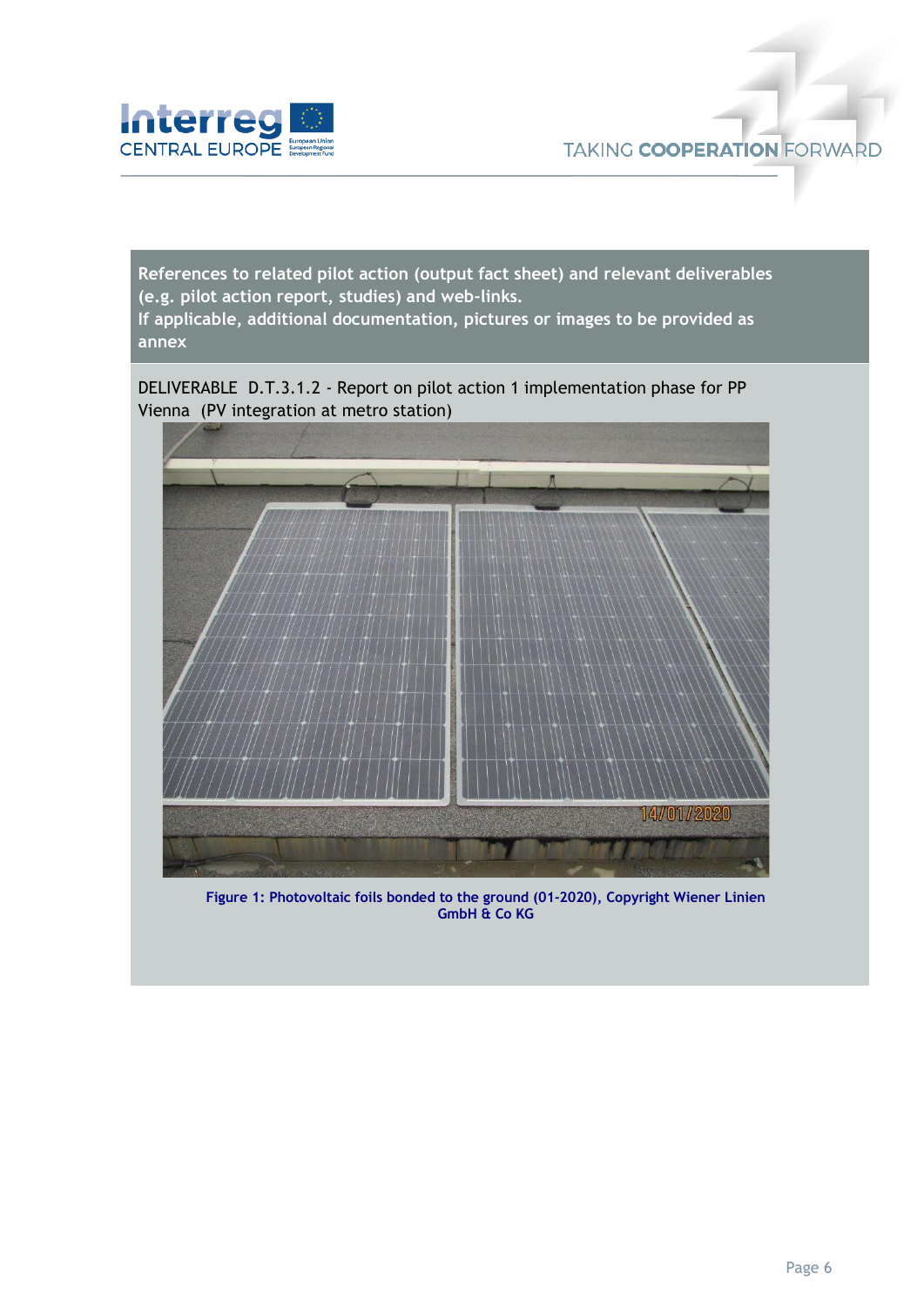**References to related pilot action (output fact sheet) and relevant deliverables (e.g. pilot action report, studies) and web-links.**
**If applicable, additional documentation, pictures or images to be provided as annex**

DELIVERABLE D.T.3.1.2 - Report on pilot action 1 implementation phase for PP Vienna (PV integration at metro station)

**Figure 1: Photovoltaic foils bonded to the ground (01-2020), Copyright Wiener Linien GmbH & Co KG**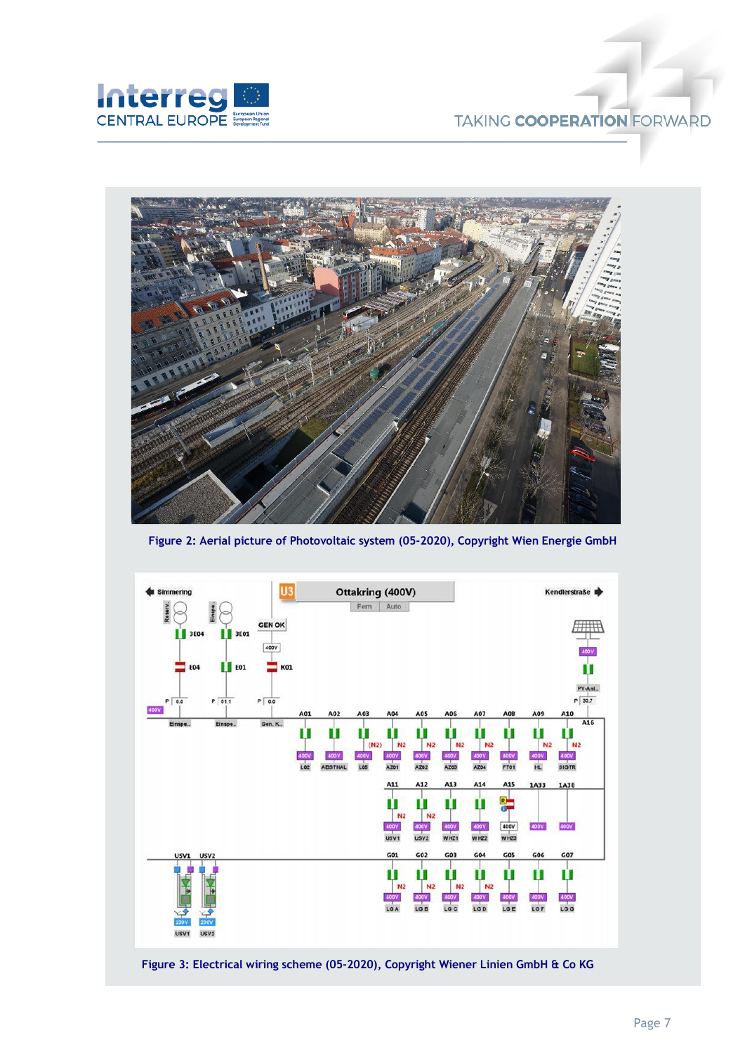Figure 2: Aerial picture of Photovoltaic system (05-2020), Copyright Wien Energie GmbH

Figure 3: Electrical wiring scheme (05-2020), Copyright Wiener Linien GmbH & Co KG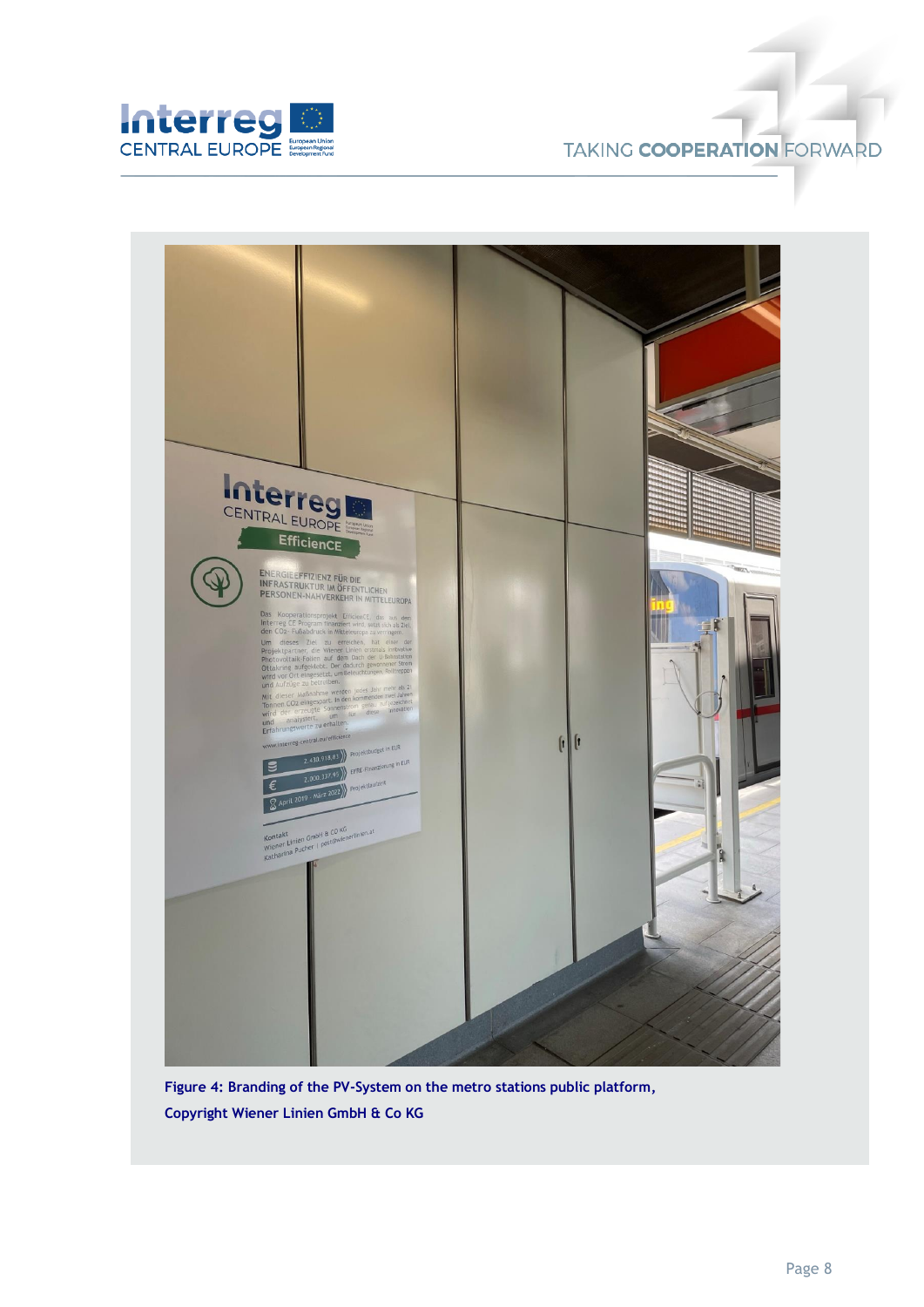Figure 4: Branding of the PV-System on the metro stations public platform, Copyright Wiener Linien GmbH & Co KG